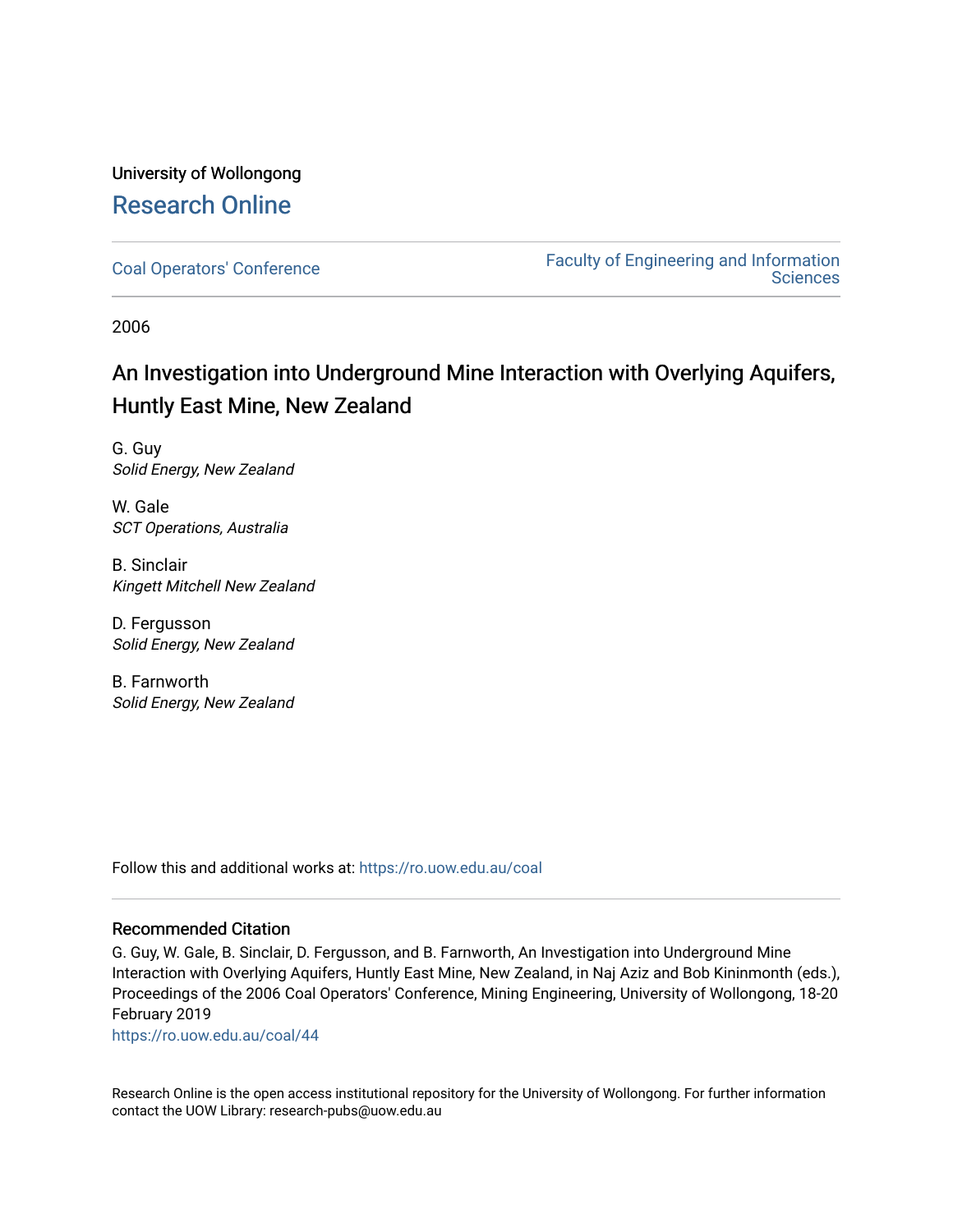University of Wollongong

## Research Online

Coal Operators' Conference | Faculty of Engineering and Information Sciences

2006

# An Investigation into Underground Mine Interaction with Overlying Aquifers, Huntly East Mine, New Zealand

G. Guy
*Solid Energy, New Zealand*

W. Gale
*SCT Operations, Australia*

B. Sinclair
*Kingett Mitchell New Zealand*

D. Fergusson
*Solid Energy, New Zealand*

B. Farnworth
*Solid Energy, New Zealand*

Follow this and additional works at: https://ro.uow.edu.au/coal

### Recommended Citation

G. Guy, W. Gale, B. Sinclair, D. Fergusson, and B. Farnworth, An Investigation into Underground Mine Interaction with Overlying Aquifers, Huntly East Mine, New Zealand, in Naj Aziz and Bob Kininmonth (eds.), Proceedings of the 2006 Coal Operators' Conference, Mining Engineering, University of Wollongong, 18-20 February 2019

https://ro.uow.edu.au/coal/44

Research Online is the open access institutional repository for the University of Wollongong. For further information contact the UOW Library: research-pubs@uow.edu.au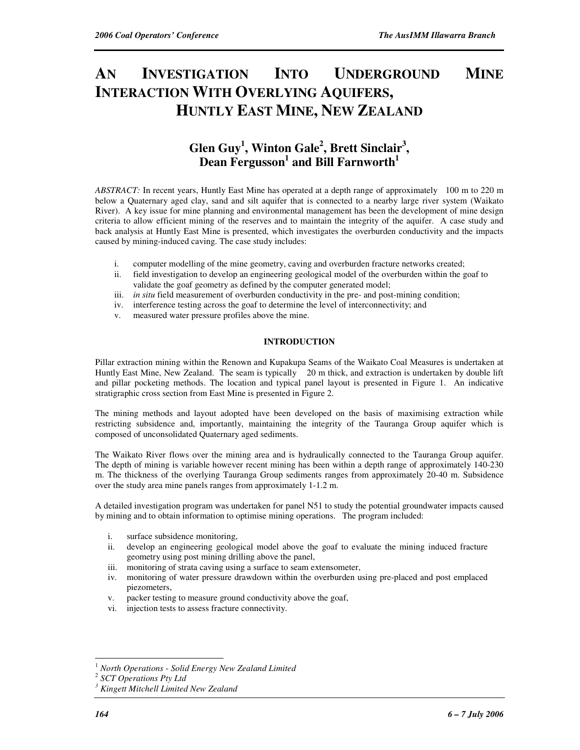# An Investigation Into Underground Mine Interaction With Overlying Aquifers, Huntly East Mine, New Zealand

## Glen Guy[1], Winton Gale[2], Brett Sinclair[3], Dean Fergusson[1] and Bill Farnworth[1]

*ABSTRACT:* In recent years, Huntly East Mine has operated at a depth range of approximately 100 m to 220 m below a Quaternary aged clay, sand and silt aquifer that is connected to a nearby large river system (Waikato River). A key issue for mine planning and environmental management has been the development of mine design criteria to allow efficient mining of the reserves and to maintain the integrity of the aquifer. A case study and back analysis at Huntly East Mine is presented, which investigates the overburden conductivity and the impacts caused by mining-induced caving. The case study includes:

i. computer modelling of the mine geometry, caving and overburden fracture networks created;
ii. field investigation to develop an engineering geological model of the overburden within the goaf to validate the goaf geometry as defined by the computer generated model;
iii. *in situ* field measurement of overburden conductivity in the pre- and post-mining condition;
iv. interference testing across the goaf to determine the level of interconnectivity; and
v. measured water pressure profiles above the mine.

### INTRODUCTION

Pillar extraction mining within the Renown and Kupakupa Seams of the Waikato Coal Measures is undertaken at Huntly East Mine, New Zealand. The seam is typically 20 m thick, and extraction is undertaken by double lift and pillar pocketing methods. The location and typical panel layout is presented in Figure 1. An indicative stratigraphic cross section from East Mine is presented in Figure 2.

The mining methods and layout adopted have been developed on the basis of maximising extraction while restricting subsidence and, importantly, maintaining the integrity of the Tauranga Group aquifer which is composed of unconsolidated Quaternary aged sediments.

The Waikato River flows over the mining area and is hydraulically connected to the Tauranga Group aquifer. The depth of mining is variable however recent mining has been within a depth range of approximately 140-230 m. The thickness of the overlying Tauranga Group sediments ranges from approximately 20-40 m. Subsidence over the study area mine panels ranges from approximately 1-1.2 m.

A detailed investigation program was undertaken for panel N51 to study the potential groundwater impacts caused by mining and to obtain information to optimise mining operations. The program included:

i. surface subsidence monitoring,
ii. develop an engineering geological model above the goaf to evaluate the mining induced fracture geometry using post mining drilling above the panel,
iii. monitoring of strata caving using a surface to seam extensometer,
iv. monitoring of water pressure drawdown within the overburden using pre-placed and post emplaced piezometers,
v. packer testing to measure ground conductivity above the goaf,
vi. injection tests to assess fracture connectivity.

---

[1] *North Operations - Solid Energy New Zealand Limited*
[2] *SCT Operations Pty Ltd*
[3] *Kingett Mitchell Limited New Zealand*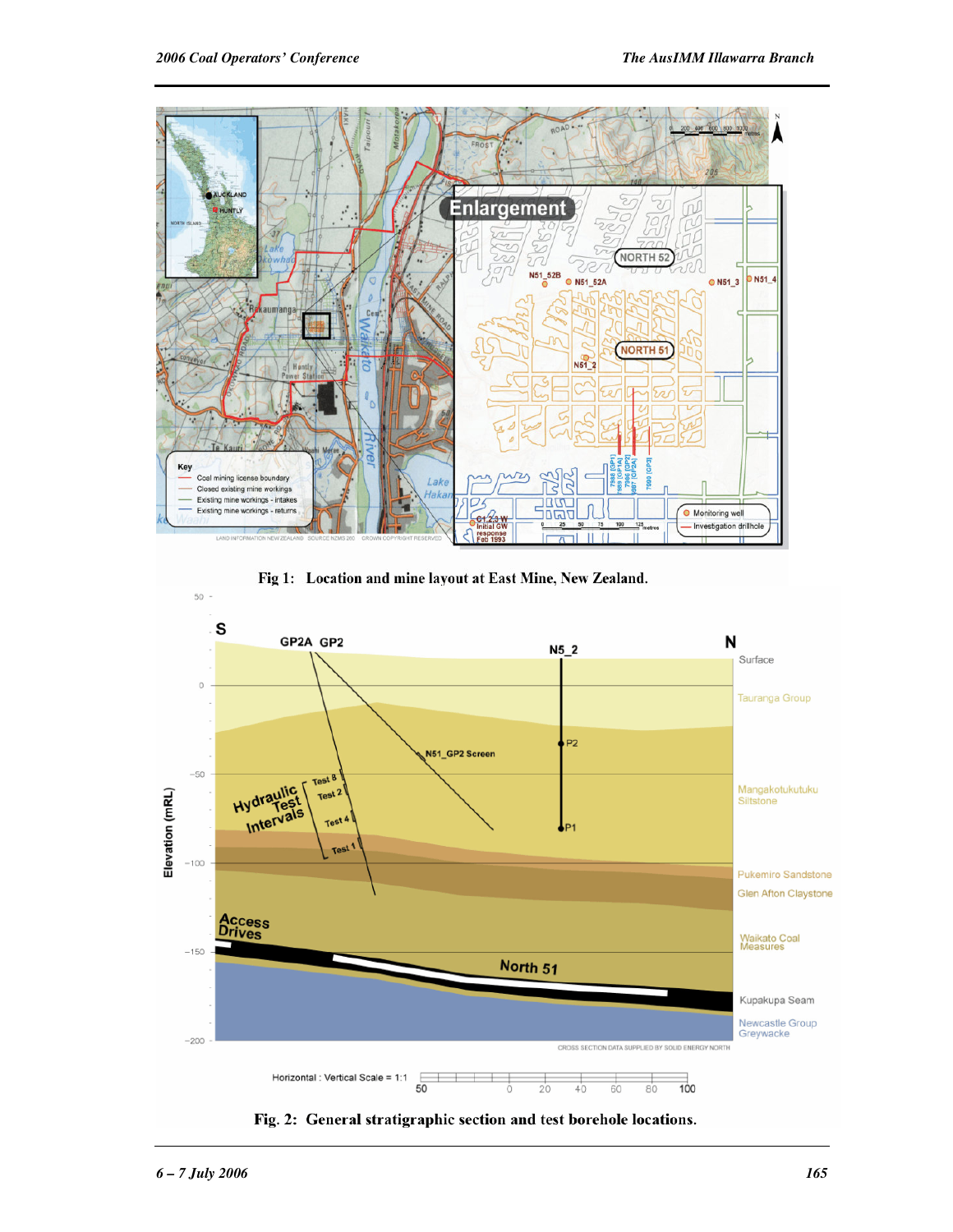Fig 1: Location and mine layout at East Mine, New Zealand.

Fig. 2: General stratigraphic section and test borehole locations.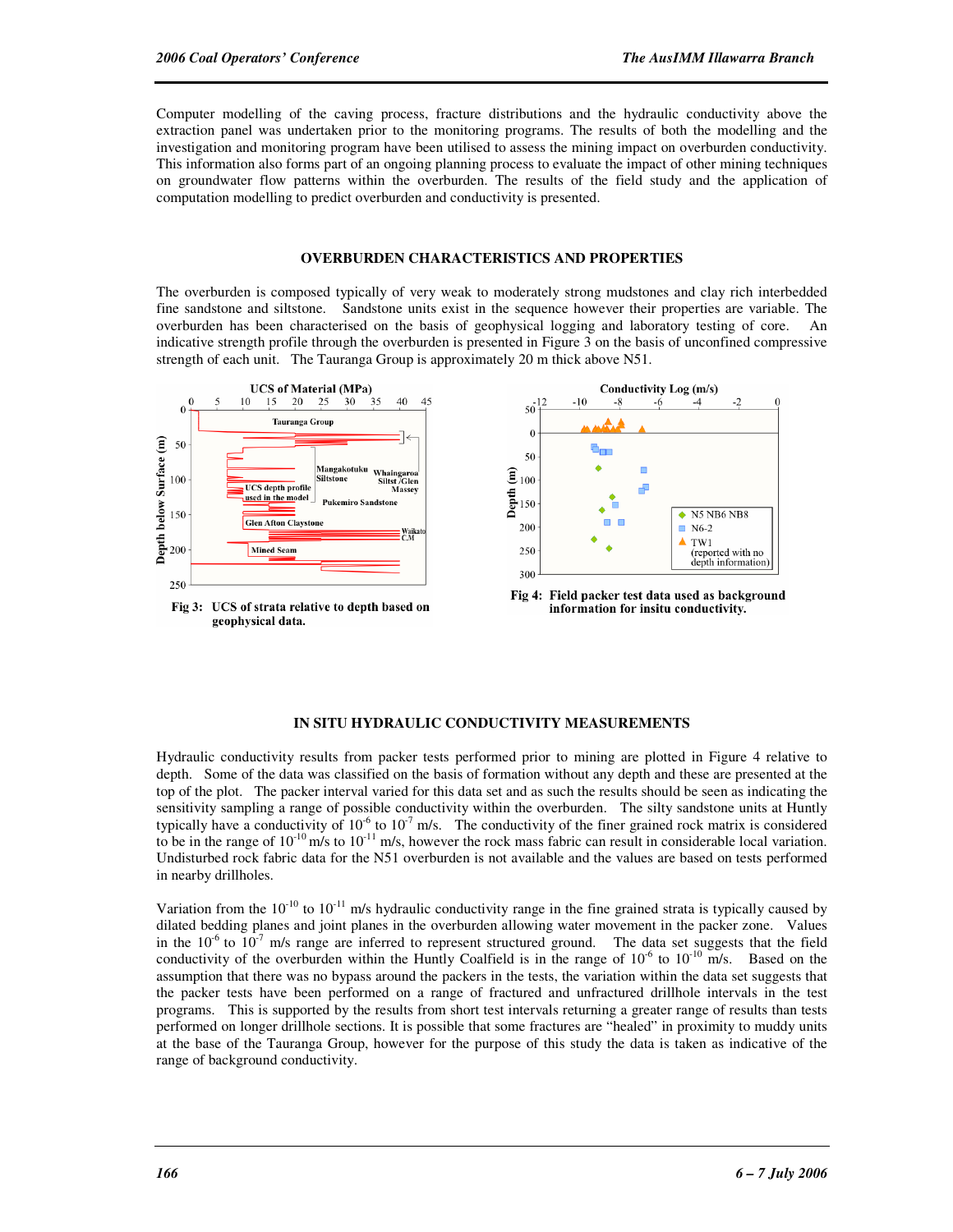Computer modelling of the caving process, fracture distributions and the hydraulic conductivity above the extraction panel was undertaken prior to the monitoring programs. The results of both the modelling and the investigation and monitoring program have been utilised to assess the mining impact on overburden conductivity. This information also forms part of an ongoing planning process to evaluate the impact of other mining techniques on groundwater flow patterns within the overburden. The results of the field study and the application of computation modelling to predict overburden and conductivity is presented.

## OVERBURDEN CHARACTERISTICS AND PROPERTIES

The overburden is composed typically of very weak to moderately strong mudstones and clay rich interbedded fine sandstone and siltstone. Sandstone units exist in the sequence however their properties are variable. The overburden has been characterised on the basis of geophysical logging and laboratory testing of core. An indicative strength profile through the overburden is presented in Figure 3 on the basis of unconfined compressive strength of each unit. The Tauranga Group is approximately 20 m thick above N51.

**Fig 3: UCS of strata relative to depth based on geophysical data.**

**Fig 4: Field packer test data used as background information for insitu conductivity.**

## IN SITU HYDRAULIC CONDUCTIVITY MEASUREMENTS

Hydraulic conductivity results from packer tests performed prior to mining are plotted in Figure 4 relative to depth. Some of the data was classified on the basis of formation without any depth and these are presented at the top of the plot. The packer interval varied for this data set and as such the results should be seen as indicating the sensitivity sampling a range of possible conductivity within the overburden. The silty sandstone units at Huntly typically have a conductivity of $10^{-6}$ to $10^{-7}$ m/s. The conductivity of the finer grained rock matrix is considered to be in the range of $10^{-10}$ m/s to $10^{-11}$ m/s, however the rock mass fabric can result in considerable local variation. Undisturbed rock fabric data for the N51 overburden is not available and the values are based on tests performed in nearby drillholes.

Variation from the $10^{-10}$ to $10^{-11}$ m/s hydraulic conductivity range in the fine grained strata is typically caused by dilated bedding planes and joint planes in the overburden allowing water movement in the packer zone. Values in the $10^{-6}$ to $10^{-7}$ m/s range are inferred to represent structured ground. The data set suggests that the field conductivity of the overburden within the Huntly Coalfield is in the range of $10^{-6}$ to $10^{-10}$ m/s. Based on the assumption that there was no bypass around the packers in the tests, the variation within the data set suggests that the packer tests have been performed on a range of fractured and unfractured drillhole intervals in the test programs. This is supported by the results from short test intervals returning a greater range of results than tests performed on longer drillhole sections. It is possible that some fractures are "healed" in proximity to muddy units at the base of the Tauranga Group, however for the purpose of this study the data is taken as indicative of the range of background conductivity.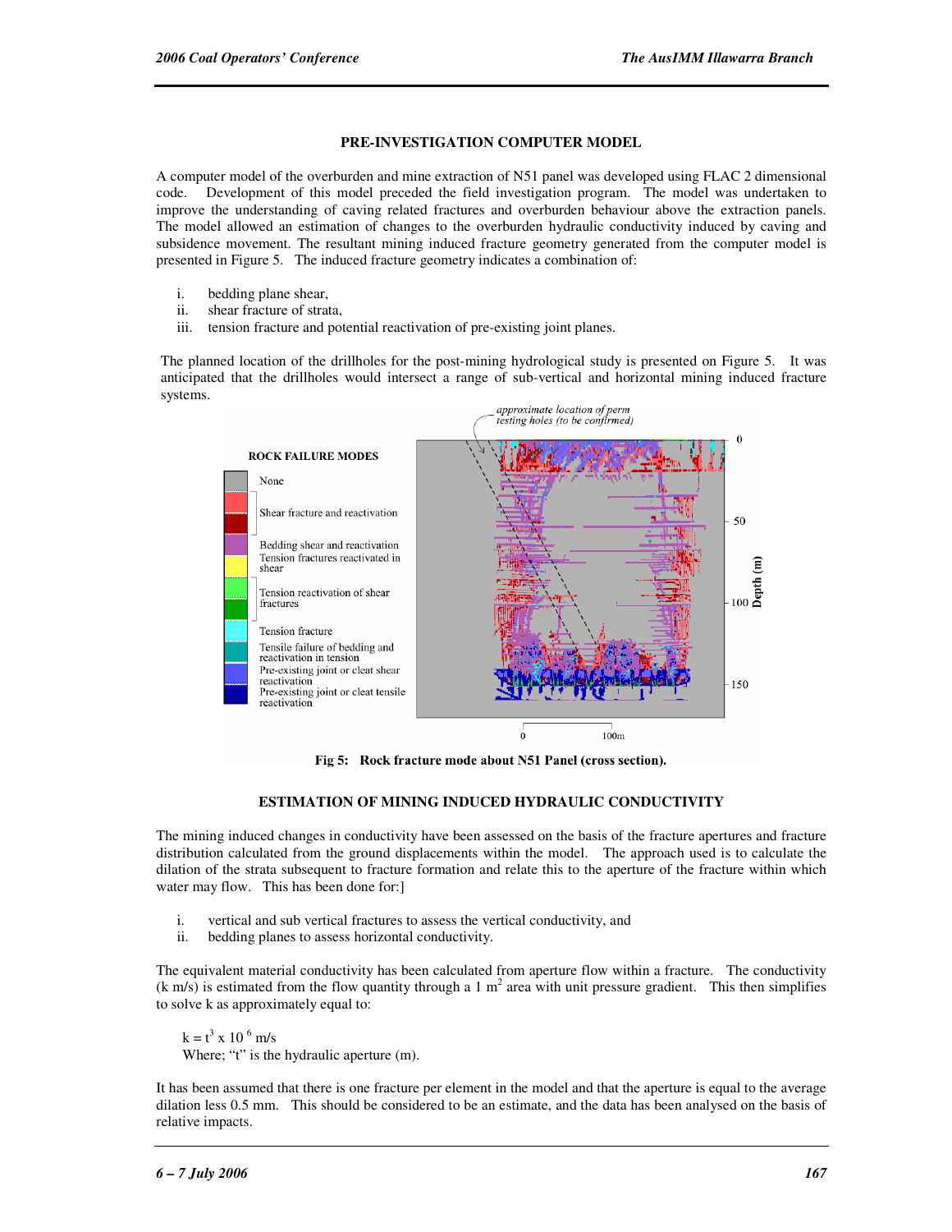## PRE-INVESTIGATION COMPUTER MODEL

A computer model of the overburden and mine extraction of N51 panel was developed using FLAC 2 dimensional code. Development of this model preceded the field investigation program. The model was undertaken to improve the understanding of caving related fractures and overburden behaviour above the extraction panels. The model allowed an estimation of changes to the overburden hydraulic conductivity induced by caving and subsidence movement. The resultant mining induced fracture geometry generated from the computer model is presented in Figure 5. The induced fracture geometry indicates a combination of:

i. bedding plane shear,
ii. shear fracture of strata,
iii. tension fracture and potential reactivation of pre-existing joint planes.

The planned location of the drillholes for the post-mining hydrological study is presented on Figure 5. It was anticipated that the drillholes would intersect a range of sub-vertical and horizontal mining induced fracture systems.

**Fig 5: Rock fracture mode about N51 Panel (cross section).**

## ESTIMATION OF MINING INDUCED HYDRAULIC CONDUCTIVITY

The mining induced changes in conductivity have been assessed on the basis of the fracture apertures and fracture distribution calculated from the ground displacements within the model. The approach used is to calculate the dilation of the strata subsequent to fracture formation and relate this to the aperture of the fracture within which water may flow. This has been done for:]

i. vertical and sub vertical fractures to assess the vertical conductivity, and
ii. bedding planes to assess horizontal conductivity.

The equivalent material conductivity has been calculated from aperture flow within a fracture. The conductivity (k m/s) is estimated from the flow quantity through a 1 $m^2$ area with unit pressure gradient. This then simplifies to solve k as approximately equal to:

$k = t^3 \times 10^6$ m/s
Where; "t" is the hydraulic aperture (m).

It has been assumed that there is one fracture per element in the model and that the aperture is equal to the average dilation less 0.5 mm. This should be considered to be an estimate, and the data has been analysed on the basis of relative impacts.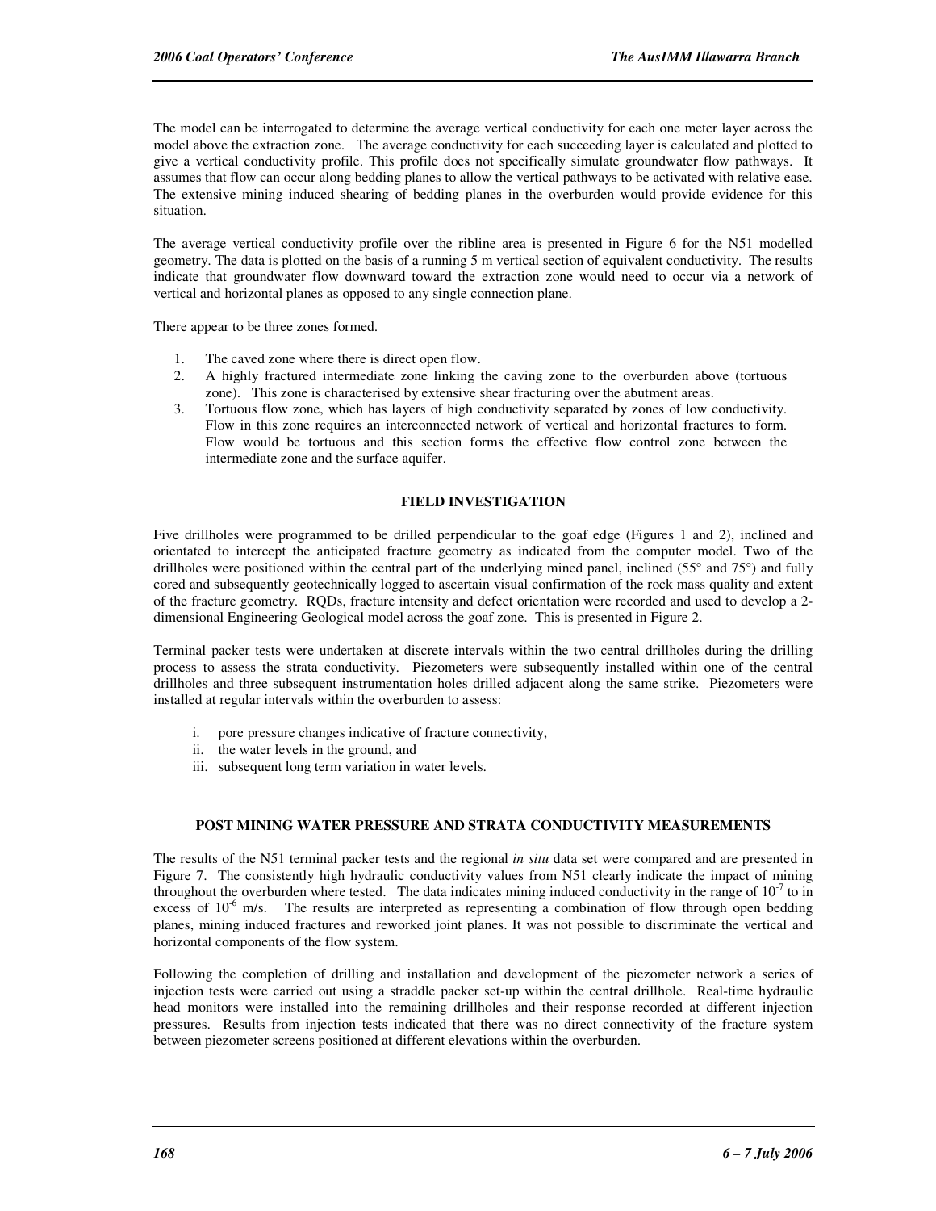The model can be interrogated to determine the average vertical conductivity for each one meter layer across the model above the extraction zone. The average conductivity for each succeeding layer is calculated and plotted to give a vertical conductivity profile. This profile does not specifically simulate groundwater flow pathways. It assumes that flow can occur along bedding planes to allow the vertical pathways to be activated with relative ease. The extensive mining induced shearing of bedding planes in the overburden would provide evidence for this situation.

The average vertical conductivity profile over the ribline area is presented in Figure 6 for the N51 modelled geometry. The data is plotted on the basis of a running 5 m vertical section of equivalent conductivity. The results indicate that groundwater flow downward toward the extraction zone would need to occur via a network of vertical and horizontal planes as opposed to any single connection plane.

There appear to be three zones formed.

1. The caved zone where there is direct open flow.
2. A highly fractured intermediate zone linking the caving zone to the overburden above (tortuous zone). This zone is characterised by extensive shear fracturing over the abutment areas.
3. Tortuous flow zone, which has layers of high conductivity separated by zones of low conductivity. Flow in this zone requires an interconnected network of vertical and horizontal fractures to form. Flow would be tortuous and this section forms the effective flow control zone between the intermediate zone and the surface aquifer.

## FIELD INVESTIGATION

Five drillholes were programmed to be drilled perpendicular to the goaf edge (Figures 1 and 2), inclined and orientated to intercept the anticipated fracture geometry as indicated from the computer model. Two of the drillholes were positioned within the central part of the underlying mined panel, inclined (55° and 75°) and fully cored and subsequently geotechnically logged to ascertain visual confirmation of the rock mass quality and extent of the fracture geometry. RQDs, fracture intensity and defect orientation were recorded and used to develop a 2-dimensional Engineering Geological model across the goaf zone. This is presented in Figure 2.

Terminal packer tests were undertaken at discrete intervals within the two central drillholes during the drilling process to assess the strata conductivity. Piezometers were subsequently installed within one of the central drillholes and three subsequent instrumentation holes drilled adjacent along the same strike. Piezometers were installed at regular intervals within the overburden to assess:

i. pore pressure changes indicative of fracture connectivity,
ii. the water levels in the ground, and
iii. subsequent long term variation in water levels.

## POST MINING WATER PRESSURE AND STRATA CONDUCTIVITY MEASUREMENTS

The results of the N51 terminal packer tests and the regional *in situ* data set were compared and are presented in Figure 7. The consistently high hydraulic conductivity values from N51 clearly indicate the impact of mining throughout the overburden where tested. The data indicates mining induced conductivity in the range of $10^{-7}$ to in excess of $10^{-6}$ m/s. The results are interpreted as representing a combination of flow through open bedding planes, mining induced fractures and reworked joint planes. It was not possible to discriminate the vertical and horizontal components of the flow system.

Following the completion of drilling and installation and development of the piezometer network a series of injection tests were carried out using a straddle packer set-up within the central drillhole. Real-time hydraulic head monitors were installed into the remaining drillholes and their response recorded at different injection pressures. Results from injection tests indicated that there was no direct connectivity of the fracture system between piezometer screens positioned at different elevations within the overburden.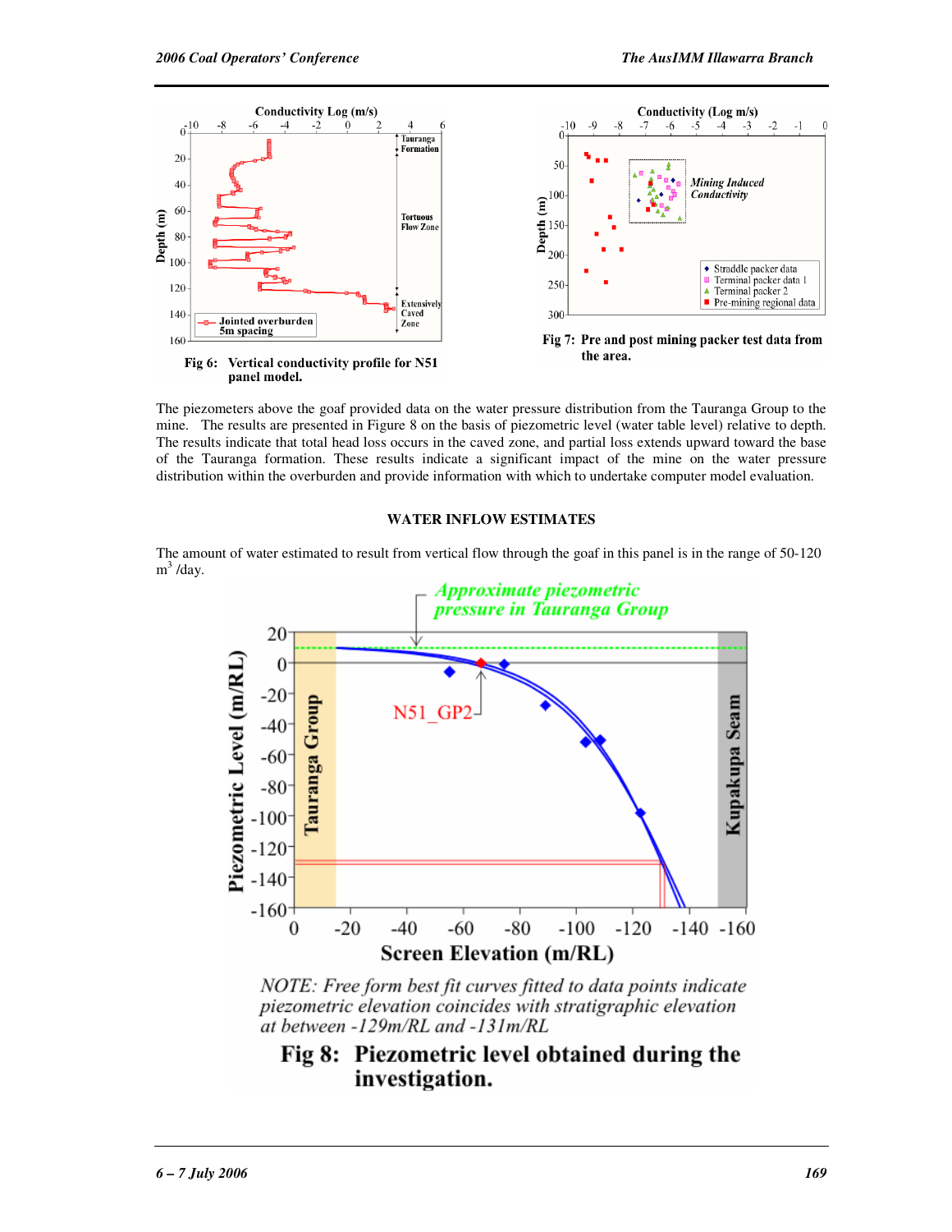Fig 6: Vertical conductivity profile for N51 panel model.

Fig 7: Pre and post mining packer test data from the area.

The piezometers above the goaf provided data on the water pressure distribution from the Tauranga Group to the mine. The results are presented in Figure 8 on the basis of piezometric level (water table level) relative to depth. The results indicate that total head loss occurs in the caved zone, and partial loss extends upward toward the base of the Tauranga formation. These results indicate a significant impact of the mine on the water pressure distribution within the overburden and provide information with which to undertake computer model evaluation.

## WATER INFLOW ESTIMATES

The amount of water estimated to result from vertical flow through the goaf in this panel is in the range of 50-120 $m^3$ /day.

*NOTE: Free form best fit curves fitted to data points indicate piezometric elevation coincides with stratigraphic elevation at between -129m/RL and -131m/RL*

**Fig 8: Piezometric level obtained during the investigation.**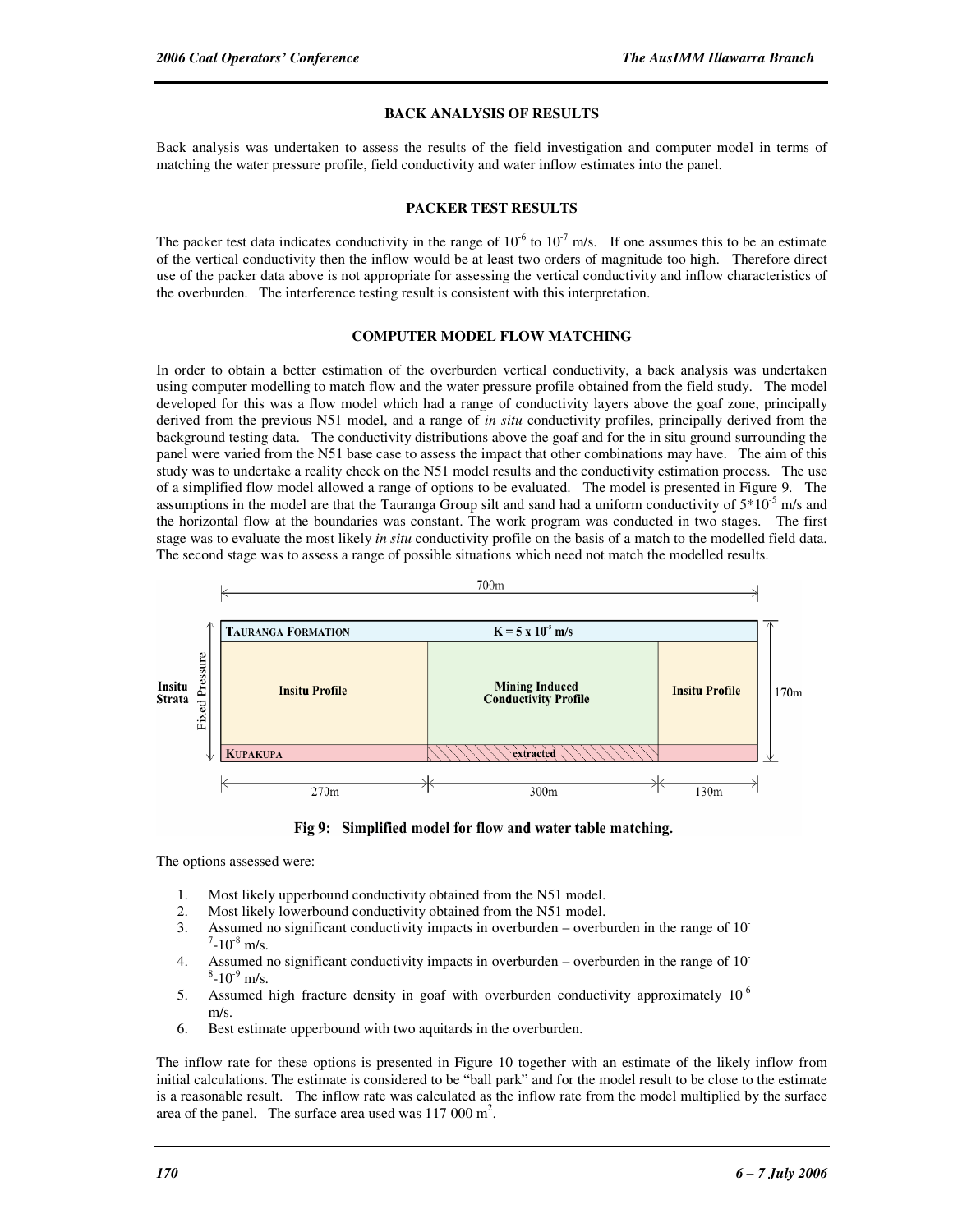## BACK ANALYSIS OF RESULTS

Back analysis was undertaken to assess the results of the field investigation and computer model in terms of matching the water pressure profile, field conductivity and water inflow estimates into the panel.

## PACKER TEST RESULTS

The packer test data indicates conductivity in the range of $10^{-6}$ to $10^{-7}$ m/s. If one assumes this to be an estimate of the vertical conductivity then the inflow would be at least two orders of magnitude too high. Therefore direct use of the packer data above is not appropriate for assessing the vertical conductivity and inflow characteristics of the overburden. The interference testing result is consistent with this interpretation.

## COMPUTER MODEL FLOW MATCHING

In order to obtain a better estimation of the overburden vertical conductivity, a back analysis was undertaken using computer modelling to match flow and the water pressure profile obtained from the field study. The model developed for this was a flow model which had a range of conductivity layers above the goaf zone, principally derived from the previous N51 model, and a range of *in situ* conductivity profiles, principally derived from the background testing data. The conductivity distributions above the goaf and for the in situ ground surrounding the panel were varied from the N51 base case to assess the impact that other combinations may have. The aim of this study was to undertake a reality check on the N51 model results and the conductivity estimation process. The use of a simplified flow model allowed a range of options to be evaluated. The model is presented in Figure 9. The assumptions in the model are that the Tauranga Group silt and sand had a uniform conductivity of $5*10^{-5}$ m/s and the horizontal flow at the boundaries was constant. The work program was conducted in two stages. The first stage was to evaluate the most likely *in situ* conductivity profile on the basis of a match to the modelled field data. The second stage was to assess a range of possible situations which need not match the modelled results.

**Fig 9: Simplified model for flow and water table matching.**

The options assessed were:

1. Most likely upperbound conductivity obtained from the N51 model.
2. Most likely lowerbound conductivity obtained from the N51 model.
3. Assumed no significant conductivity impacts in overburden – overburden in the range of $10^{-7}$-$10^{-8}$ m/s.
4. Assumed no significant conductivity impacts in overburden – overburden in the range of $10^{-8}$-$10^{-9}$ m/s.
5. Assumed high fracture density in goaf with overburden conductivity approximately $10^{-6}$ m/s.
6. Best estimate upperbound with two aquitards in the overburden.

The inflow rate for these options is presented in Figure 10 together with an estimate of the likely inflow from initial calculations. The estimate is considered to be "ball park" and for the model result to be close to the estimate is a reasonable result. The inflow rate was calculated as the inflow rate from the model multiplied by the surface area of the panel. The surface area used was 117 000 $m^2$.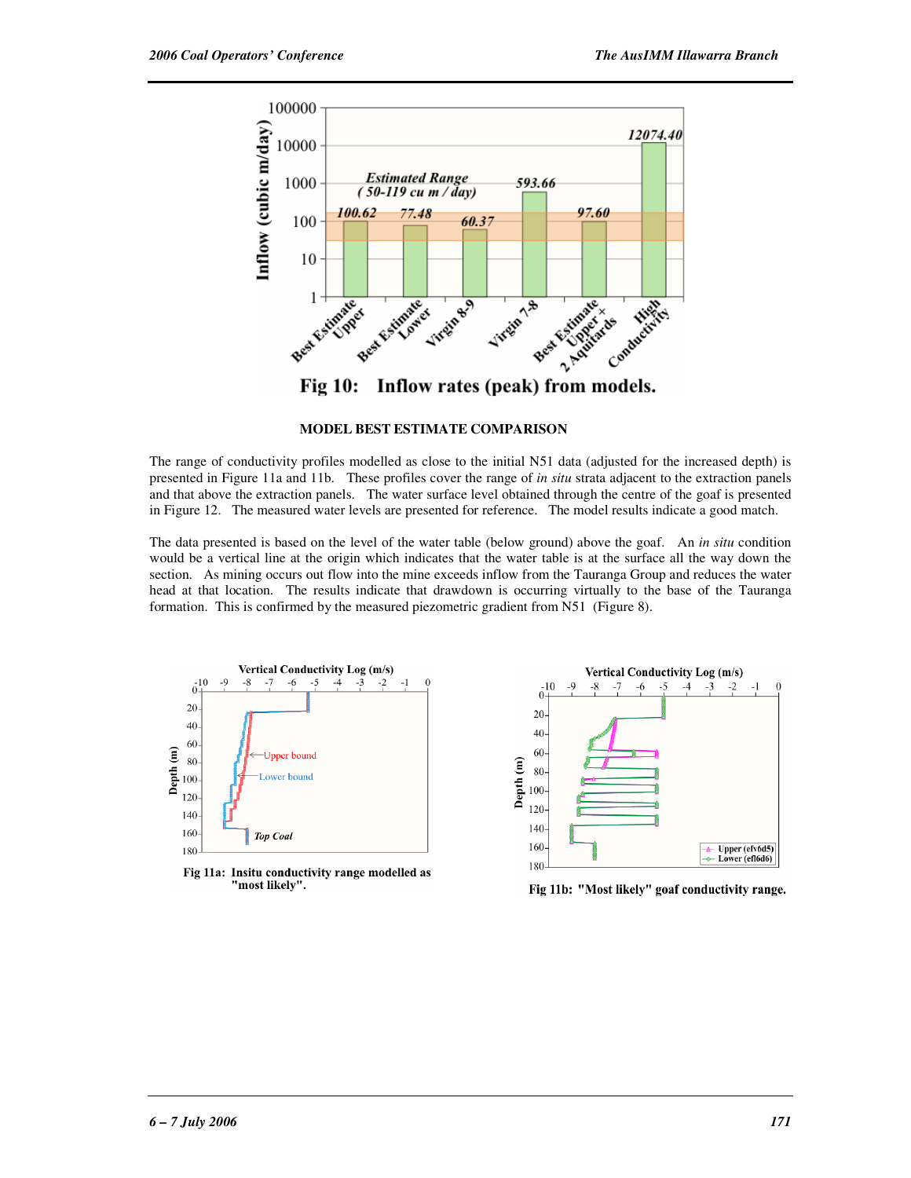Fig 10: Inflow rates (peak) from models.

## MODEL BEST ESTIMATE COMPARISON

The range of conductivity profiles modelled as close to the initial N51 data (adjusted for the increased depth) is presented in Figure 11a and 11b. These profiles cover the range of *in situ* strata adjacent to the extraction panels and that above the extraction panels. The water surface level obtained through the centre of the goaf is presented in Figure 12. The measured water levels are presented for reference. The model results indicate a good match.

The data presented is based on the level of the water table (below ground) above the goaf. An *in situ* condition would be a vertical line at the origin which indicates that the water table is at the surface all the way down the section. As mining occurs out flow into the mine exceeds inflow from the Tauranga Group and reduces the water head at that location. The results indicate that drawdown is occurring virtually to the base of the Tauranga formation. This is confirmed by the measured piezometric gradient from N51 (Figure 8).

Fig 11a: Insitu conductivity range modelled as "most likely".

Fig 11b: "Most likely" goaf conductivity range.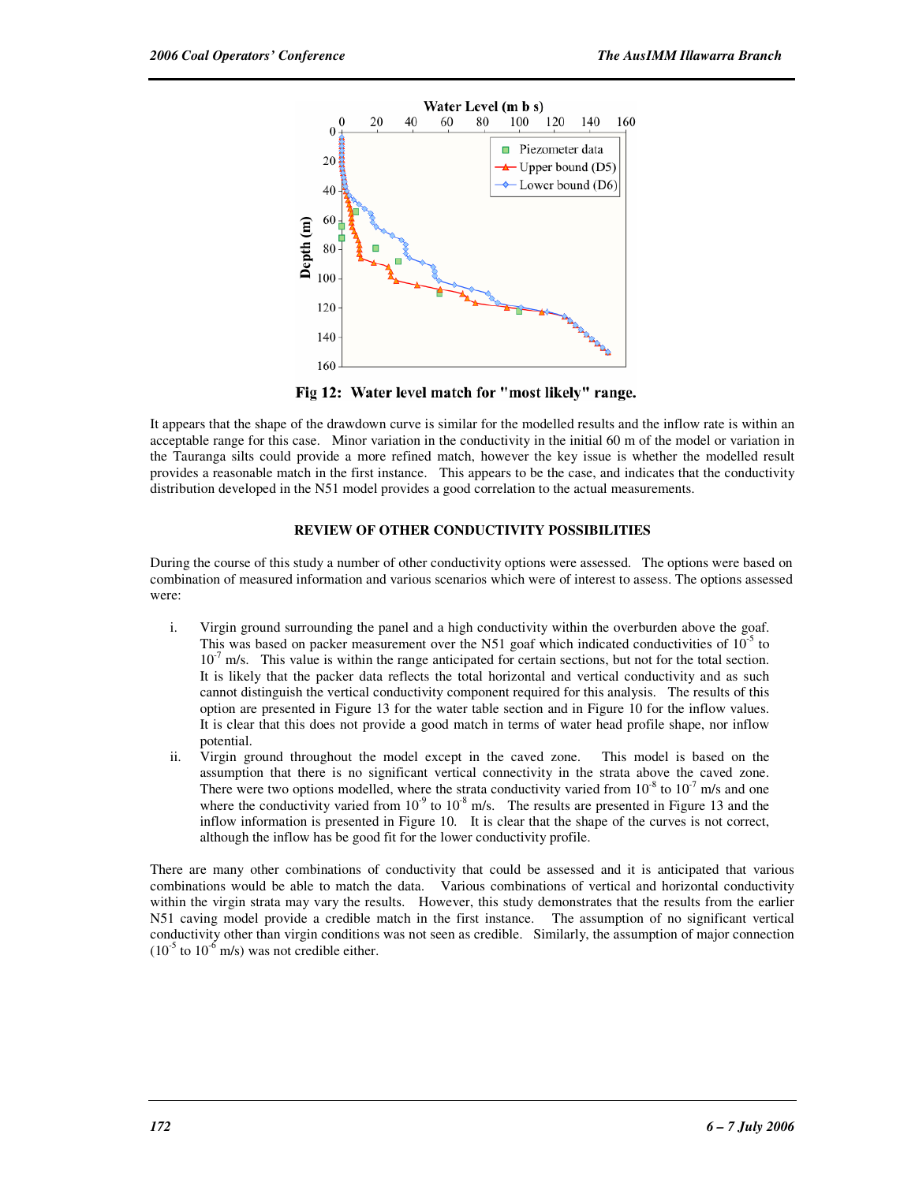Fig 12: Water level match for "most likely" range.

It appears that the shape of the drawdown curve is similar for the modelled results and the inflow rate is within an acceptable range for this case. Minor variation in the conductivity in the initial 60 m of the model or variation in the Tauranga silts could provide a more refined match, however the key issue is whether the modelled result provides a reasonable match in the first instance. This appears to be the case, and indicates that the conductivity distribution developed in the N51 model provides a good correlation to the actual measurements.

## REVIEW OF OTHER CONDUCTIVITY POSSIBILITIES

During the course of this study a number of other conductivity options were assessed. The options were based on combination of measured information and various scenarios which were of interest to assess. The options assessed were:

i. Virgin ground surrounding the panel and a high conductivity within the overburden above the goaf. This was based on packer measurement over the N51 goaf which indicated conductivities of $10^{-5}$ to $10^{-7}$ m/s. This value is within the range anticipated for certain sections, but not for the total section. It is likely that the packer data reflects the total horizontal and vertical conductivity and as such cannot distinguish the vertical conductivity component required for this analysis. The results of this option are presented in Figure 13 for the water table section and in Figure 10 for the inflow values. It is clear that this does not provide a good match in terms of water head profile shape, nor inflow potential.

ii. Virgin ground throughout the model except in the caved zone. This model is based on the assumption that there is no significant vertical connectivity in the strata above the caved zone. There were two options modelled, where the strata conductivity varied from $10^{-8}$ to $10^{-7}$ m/s and one where the conductivity varied from $10^{-9}$ to $10^{-8}$ m/s. The results are presented in Figure 13 and the inflow information is presented in Figure 10. It is clear that the shape of the curves is not correct, although the inflow has be good fit for the lower conductivity profile.

There are many other combinations of conductivity that could be assessed and it is anticipated that various combinations would be able to match the data. Various combinations of vertical and horizontal conductivity within the virgin strata may vary the results. However, this study demonstrates that the results from the earlier N51 caving model provide a credible match in the first instance. The assumption of no significant vertical conductivity other than virgin conditions was not seen as credible. Similarly, the assumption of major connection ($10^{-5}$ to $10^{-6}$ m/s) was not credible either.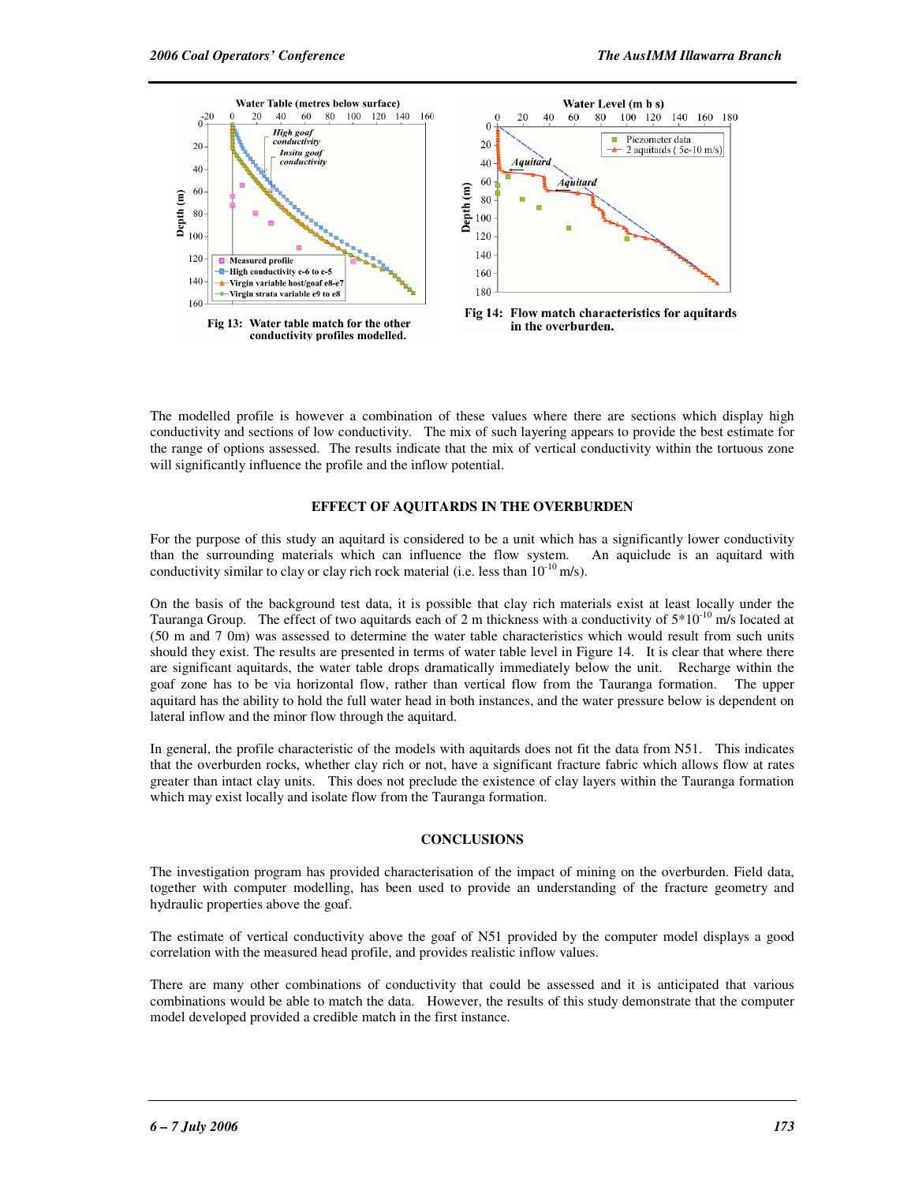Fig 13: Water table match for the other conductivity profiles modelled.

Fig 14: Flow match characteristics for aquitards in the overburden.

The modelled profile is however a combination of these values where there are sections which display high conductivity and sections of low conductivity. The mix of such layering appears to provide the best estimate for the range of options assessed. The results indicate that the mix of vertical conductivity within the tortuous zone will significantly influence the profile and the inflow potential.

## EFFECT OF AQUITARDS IN THE OVERBURDEN

For the purpose of this study an aquitard is considered to be a unit which has a significantly lower conductivity than the surrounding materials which can influence the flow system. An aquiclude is an aquitard with conductivity similar to clay or clay rich rock material (i.e. less than $10^{-10}$ m/s).

On the basis of the background test data, it is possible that clay rich materials exist at least locally under the Tauranga Group. The effect of two aquitards each of 2 m thickness with a conductivity of $5*10^{-10}$ m/s located at (50 m and 7 0m) was assessed to determine the water table characteristics which would result from such units should they exist. The results are presented in terms of water table level in Figure 14. It is clear that where there are significant aquitards, the water table drops dramatically immediately below the unit. Recharge within the goaf zone has to be via horizontal flow, rather than vertical flow from the Tauranga formation. The upper aquitard has the ability to hold the full water head in both instances, and the water pressure below is dependent on lateral inflow and the minor flow through the aquitard.

In general, the profile characteristic of the models with aquitards does not fit the data from N51. This indicates that the overburden rocks, whether clay rich or not, have a significant fracture fabric which allows flow at rates greater than intact clay units. This does not preclude the existence of clay layers within the Tauranga formation which may exist locally and isolate flow from the Tauranga formation.

## CONCLUSIONS

The investigation program has provided characterisation of the impact of mining on the overburden. Field data, together with computer modelling, has been used to provide an understanding of the fracture geometry and hydraulic properties above the goaf.

The estimate of vertical conductivity above the goaf of N51 provided by the computer model displays a good correlation with the measured head profile, and provides realistic inflow values.

There are many other combinations of conductivity that could be assessed and it is anticipated that various combinations would be able to match the data. However, the results of this study demonstrate that the computer model developed provided a credible match in the first instance.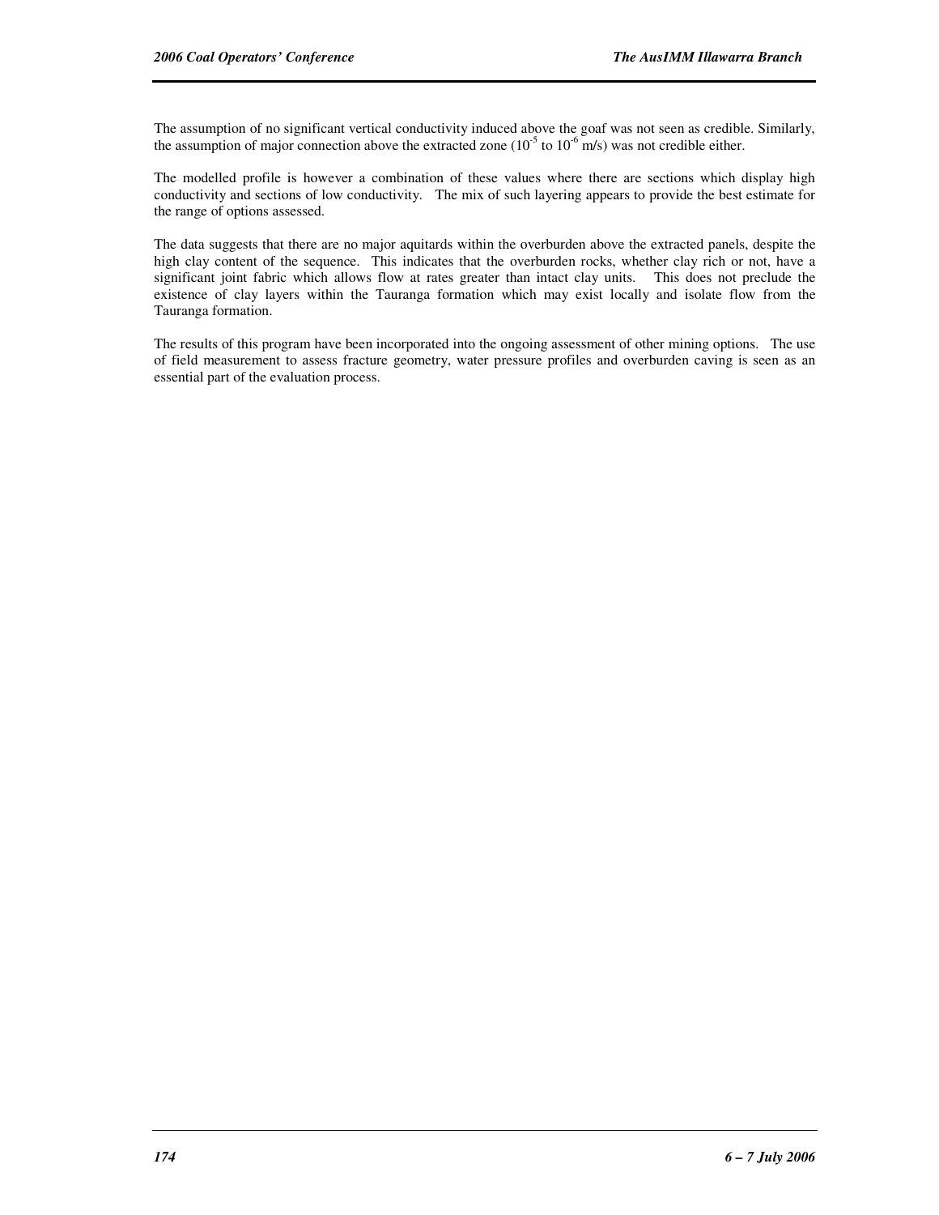The assumption of no significant vertical conductivity induced above the goaf was not seen as credible. Similarly, the assumption of major connection above the extracted zone ($10^{-5}$ to $10^{-6}$ m/s) was not credible either.

The modelled profile is however a combination of these values where there are sections which display high conductivity and sections of low conductivity. The mix of such layering appears to provide the best estimate for the range of options assessed.

The data suggests that there are no major aquitards within the overburden above the extracted panels, despite the high clay content of the sequence. This indicates that the overburden rocks, whether clay rich or not, have a significant joint fabric which allows flow at rates greater than intact clay units. This does not preclude the existence of clay layers within the Tauranga formation which may exist locally and isolate flow from the Tauranga formation.

The results of this program have been incorporated into the ongoing assessment of other mining options. The use of field measurement to assess fracture geometry, water pressure profiles and overburden caving is seen as an essential part of the evaluation process.